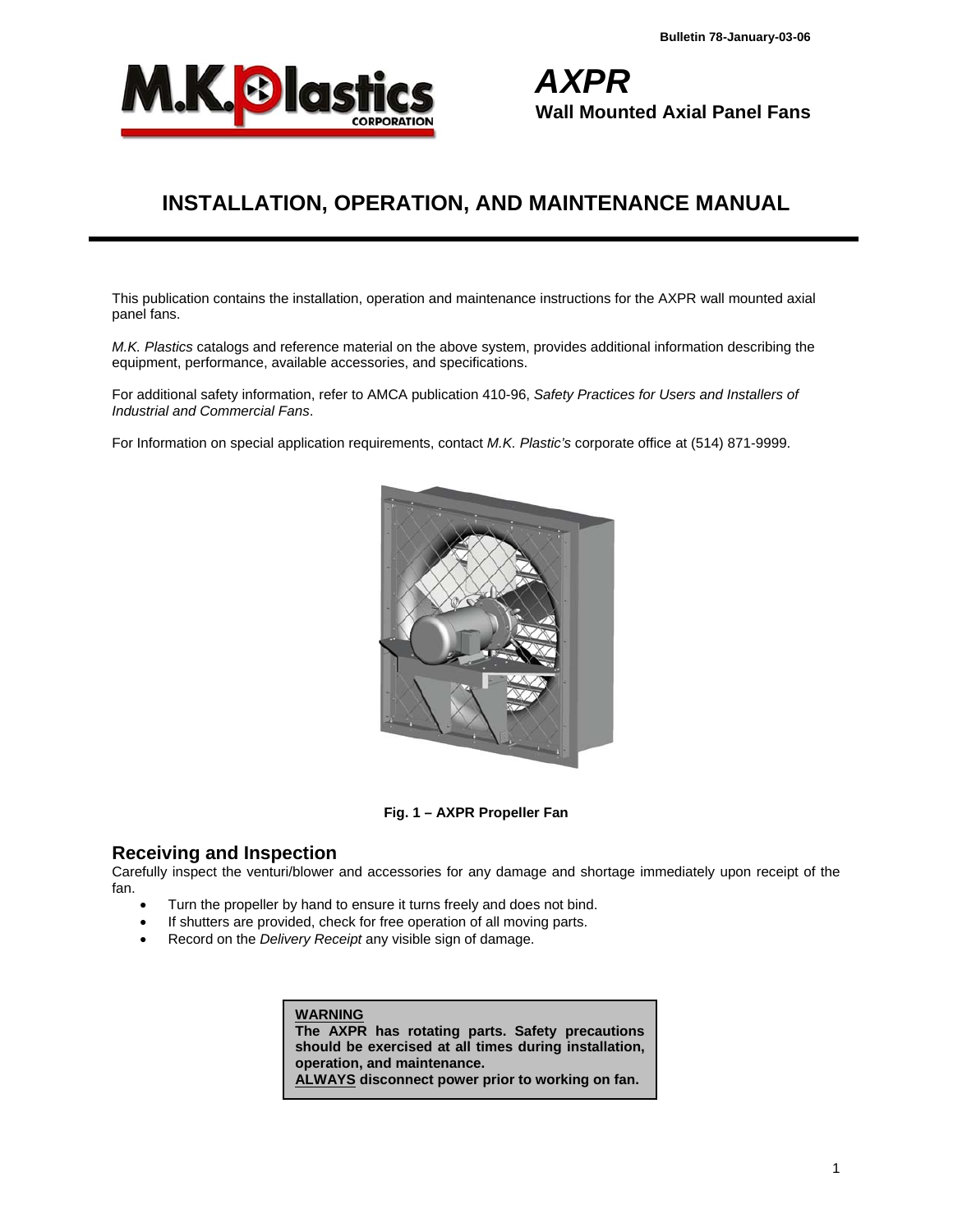Bulletin 78-January-03-06

# AXPR

**Wall Mounted Axial Panel Fans**

# INSTALLATION, OPERATION, AND MAINTENANCE MANUAL

This publication contains the installation, operation and maintenance instructions for the AXPR wall mounted axial panel fans.

*M.K. Plastics* catalogs and reference material on the above system, provides additional information describing the equipment, performance, available accessories, and specifications.

For additional safety information, refer to AMCA publication 410-96, *Safety Practices for Users and Installers of Industrial and Commercial Fans*.

For Information on special application requirements, contact *M.K. Plastic's* corporate office at (514) 871-9999.

**Fig. 1 – AXPR Propeller Fan**

## Receiving and Inspection

Carefully inspect the venturi/blower and accessories for any damage and shortage immediately upon receipt of the fan.

- Turn the propeller by hand to ensure it turns freely and does not bind.
- If shutters are provided, check for free operation of all moving parts.
- Record on the *Delivery Receipt* any visible sign of damage.

**WARNING**
**The AXPR has rotating parts. Safety precautions should be exercised at all times during installation, operation, and maintenance.**
**ALWAYS disconnect power prior to working on fan.**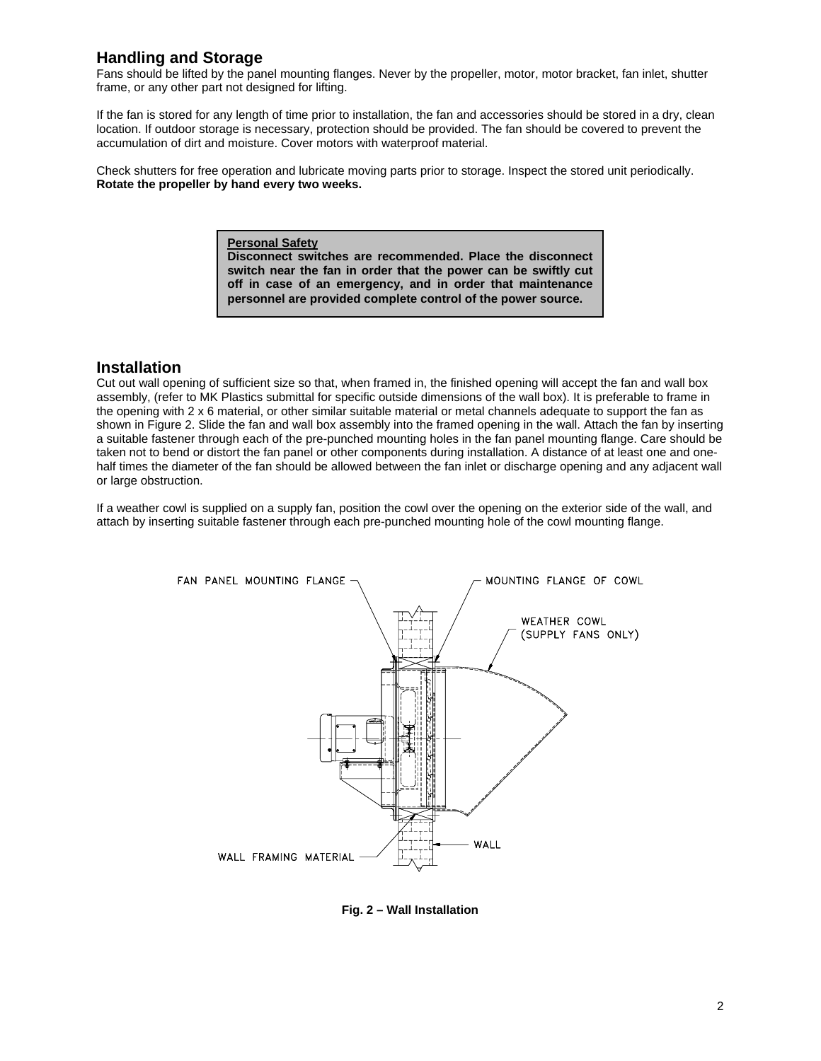## Handling and Storage

Fans should be lifted by the panel mounting flanges. Never by the propeller, motor, motor bracket, fan inlet, shutter frame, or any other part not designed for lifting.

If the fan is stored for any length of time prior to installation, the fan and accessories should be stored in a dry, clean location. If outdoor storage is necessary, protection should be provided. The fan should be covered to prevent the accumulation of dirt and moisture. Cover motors with waterproof material.

Check shutters for free operation and lubricate moving parts prior to storage. Inspect the stored unit periodically. **Rotate the propeller by hand every two weeks.**

> **Personal Safety**
> **Disconnect switches are recommended. Place the disconnect switch near the fan in order that the power can be swiftly cut off in case of an emergency, and in order that maintenance personnel are provided complete control of the power source.**

## Installation

Cut out wall opening of sufficient size so that, when framed in, the finished opening will accept the fan and wall box assembly, (refer to MK Plastics submittal for specific outside dimensions of the wall box). It is preferable to frame in the opening with 2 x 6 material, or other similar suitable material or metal channels adequate to support the fan as shown in Figure 2. Slide the fan and wall box assembly into the framed opening in the wall. Attach the fan by inserting a suitable fastener through each of the pre-punched mounting holes in the fan panel mounting flange. Care should be taken not to bend or distort the fan panel or other components during installation. A distance of at least one and one-half times the diameter of the fan should be allowed between the fan inlet or discharge opening and any adjacent wall or large obstruction.

If a weather cowl is supplied on a supply fan, position the cowl over the opening on the exterior side of the wall, and attach by inserting suitable fastener through each pre-punched mounting hole of the cowl mounting flange.

FAN PANEL MOUNTING FLANGE
MOUNTING FLANGE OF COWL
WEATHER COWL (SUPPLY FANS ONLY)
WALL
WALL FRAMING MATERIAL

**Fig. 2 – Wall Installation**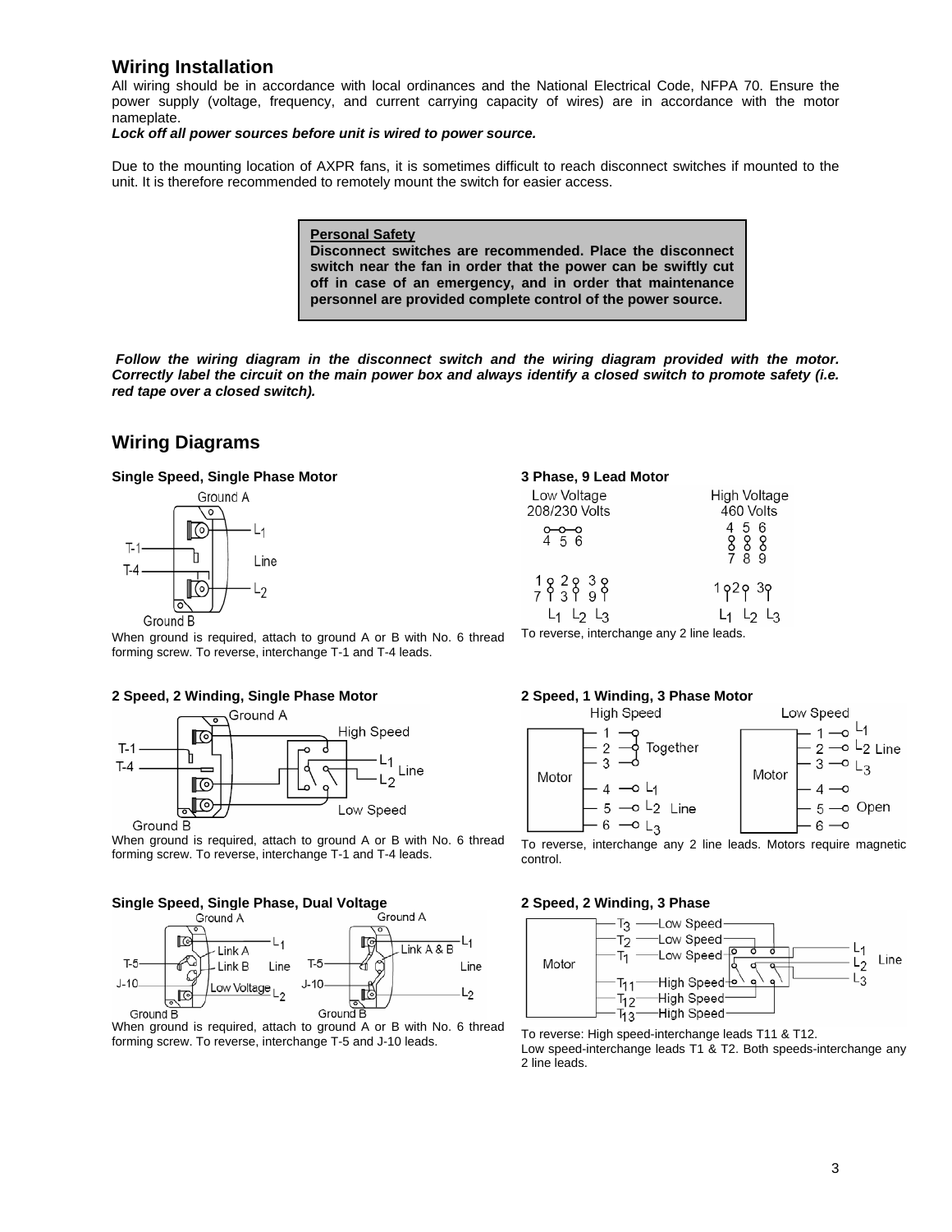## Wiring Installation

All wiring should be in accordance with local ordinances and the National Electrical Code, NFPA 70. Ensure the power supply (voltage, frequency, and current carrying capacity of wires) are in accordance with the motor nameplate.

***Lock off all power sources before unit is wired to power source.***

Due to the mounting location of AXPR fans, it is sometimes difficult to reach disconnect switches if mounted to the unit. It is therefore recommended to remotely mount the switch for easier access.

> **Personal Safety**
> **Disconnect switches are recommended. Place the disconnect switch near the fan in order that the power can be swiftly cut off in case of an emergency, and in order that maintenance personnel are provided complete control of the power source.**

***Follow the wiring diagram in the disconnect switch and the wiring diagram provided with the motor. Correctly label the circuit on the main power box and always identify a closed switch to promote safety (i.e. red tape over a closed switch).***

## Wiring Diagrams

**Single Speed, Single Phase Motor**

When ground is required, attach to ground A or B with No. 6 thread forming screw. To reverse, interchange T-1 and T-4 leads.

**2 Speed, 2 Winding, Single Phase Motor**

When ground is required, attach to ground A or B with No. 6 thread forming screw. To reverse, interchange T-1 and T-4 leads.

**Single Speed, Single Phase, Dual Voltage**

When ground is required, attach to ground A or B with No. 6 thread forming screw. To reverse, interchange T-5 and J-10 leads.

**3 Phase, 9 Lead Motor**

To reverse, interchange any 2 line leads.

**2 Speed, 1 Winding, 3 Phase Motor**

To reverse, interchange any 2 line leads. Motors require magnetic control.

**2 Speed, 2 Winding, 3 Phase**

To reverse: High speed-interchange leads T11 & T12.
Low speed-interchange leads T1 & T2. Both speeds-interchange any 2 line leads.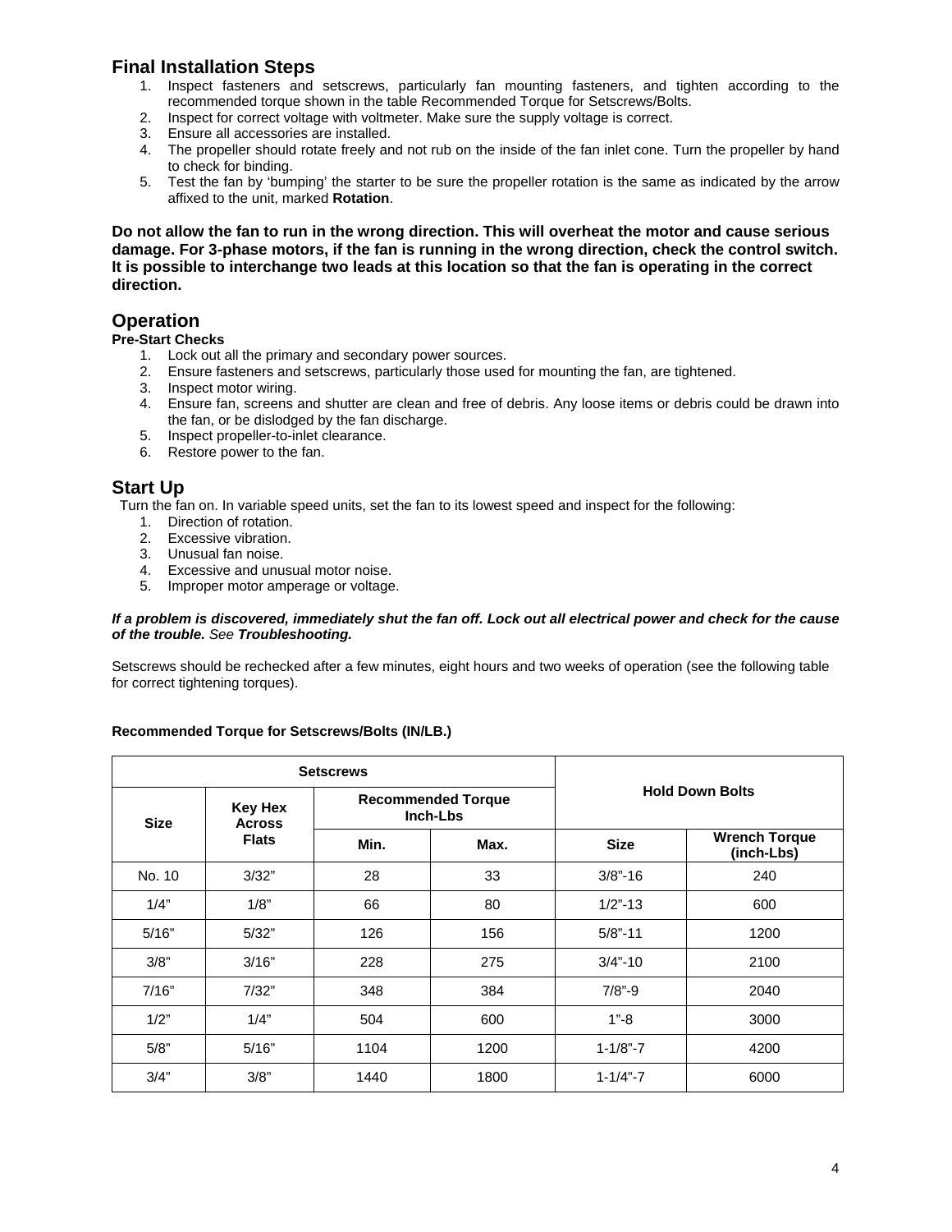## Final Installation Steps

1. Inspect fasteners and setscrews, particularly fan mounting fasteners, and tighten according to the recommended torque shown in the table Recommended Torque for Setscrews/Bolts.
2. Inspect for correct voltage with voltmeter. Make sure the supply voltage is correct.
3. Ensure all accessories are installed.
4. The propeller should rotate freely and not rub on the inside of the fan inlet cone. Turn the propeller by hand to check for binding.
5. Test the fan by 'bumping' the starter to be sure the propeller rotation is the same as indicated by the arrow affixed to the unit, marked **Rotation**.

**Do not allow the fan to run in the wrong direction. This will overheat the motor and cause serious damage. For 3-phase motors, if the fan is running in the wrong direction, check the control switch. It is possible to interchange two leads at this location so that the fan is operating in the correct direction.**

## Operation

**Pre-Start Checks**

1. Lock out all the primary and secondary power sources.
2. Ensure fasteners and setscrews, particularly those used for mounting the fan, are tightened.
3. Inspect motor wiring.
4. Ensure fan, screens and shutter are clean and free of debris. Any loose items or debris could be drawn into the fan, or be dislodged by the fan discharge.
5. Inspect propeller-to-inlet clearance.
6. Restore power to the fan.

## Start Up

Turn the fan on. In variable speed units, set the fan to its lowest speed and inspect for the following:

1. Direction of rotation.
2. Excessive vibration.
3. Unusual fan noise.
4. Excessive and unusual motor noise.
5. Improper motor amperage or voltage.

***If a problem is discovered, immediately shut the fan off. Lock out all electrical power and check for the cause of the trouble.*** *See* ***Troubleshooting.***

Setscrews should be rechecked after a few minutes, eight hours and two weeks of operation (see the following table for correct tightening torques).

**Recommended Torque for Setscrews/Bolts (IN/LB.)**

| Setscrews | | | | Hold Down Bolts | |
|---|---|---|---|---|---|
| Size | Key Hex Across Flats | Recommended Torque Inch-Lbs | | | |
| | | Min. | Max. | Size | Wrench Torque (inch-Lbs) |
| No. 10 | 3/32" | 28 | 33 | 3/8"-16 | 240 |
| 1/4" | 1/8" | 66 | 80 | 1/2"-13 | 600 |
| 5/16" | 5/32" | 126 | 156 | 5/8"-11 | 1200 |
| 3/8" | 3/16" | 228 | 275 | 3/4"-10 | 2100 |
| 7/16" | 7/32" | 348 | 384 | 7/8"-9 | 2040 |
| 1/2" | 1/4" | 504 | 600 | 1"-8 | 3000 |
| 5/8" | 5/16" | 1104 | 1200 | 1-1/8"-7 | 4200 |
| 3/4" | 3/8" | 1440 | 1800 | 1-1/4"-7 | 6000 |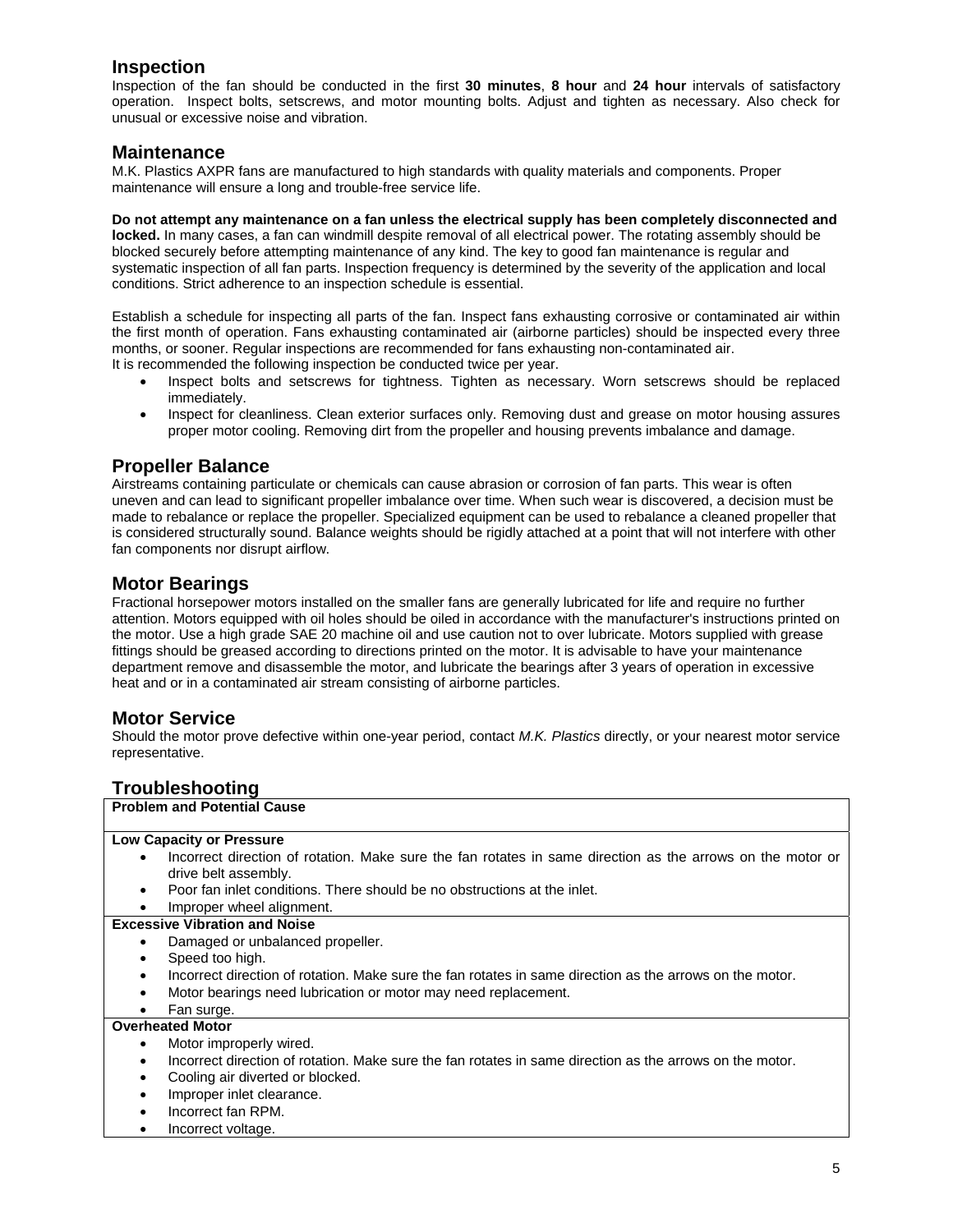## Inspection

Inspection of the fan should be conducted in the first **30 minutes**, **8 hour** and **24 hour** intervals of satisfactory operation. Inspect bolts, setscrews, and motor mounting bolts. Adjust and tighten as necessary. Also check for unusual or excessive noise and vibration.

## Maintenance

M.K. Plastics AXPR fans are manufactured to high standards with quality materials and components. Proper maintenance will ensure a long and trouble-free service life.

**Do not attempt any maintenance on a fan unless the electrical supply has been completely disconnected and locked.** In many cases, a fan can windmill despite removal of all electrical power. The rotating assembly should be blocked securely before attempting maintenance of any kind. The key to good fan maintenance is regular and systematic inspection of all fan parts. Inspection frequency is determined by the severity of the application and local conditions. Strict adherence to an inspection schedule is essential.

Establish a schedule for inspecting all parts of the fan. Inspect fans exhausting corrosive or contaminated air within the first month of operation. Fans exhausting contaminated air (airborne particles) should be inspected every three months, or sooner. Regular inspections are recommended for fans exhausting non-contaminated air.
It is recommended the following inspection be conducted twice per year.

- Inspect bolts and setscrews for tightness. Tighten as necessary. Worn setscrews should be replaced immediately.
- Inspect for cleanliness. Clean exterior surfaces only. Removing dust and grease on motor housing assures proper motor cooling. Removing dirt from the propeller and housing prevents imbalance and damage.

## Propeller Balance

Airstreams containing particulate or chemicals can cause abrasion or corrosion of fan parts. This wear is often uneven and can lead to significant propeller imbalance over time. When such wear is discovered, a decision must be made to rebalance or replace the propeller. Specialized equipment can be used to rebalance a cleaned propeller that is considered structurally sound. Balance weights should be rigidly attached at a point that will not interfere with other fan components nor disrupt airflow.

## Motor Bearings

Fractional horsepower motors installed on the smaller fans are generally lubricated for life and require no further attention. Motors equipped with oil holes should be oiled in accordance with the manufacturer's instructions printed on the motor. Use a high grade SAE 20 machine oil and use caution not to over lubricate. Motors supplied with grease fittings should be greased according to directions printed on the motor. It is advisable to have your maintenance department remove and disassemble the motor, and lubricate the bearings after 3 years of operation in excessive heat and or in a contaminated air stream consisting of airborne particles.

## Motor Service

Should the motor prove defective within one-year period, contact *M.K. Plastics* directly, or your nearest motor service representative.

## Troubleshooting

| Problem and Potential Cause |
|---|
| **Low Capacity or Pressure**<br>• Incorrect direction of rotation. Make sure the fan rotates in same direction as the arrows on the motor or drive belt assembly.<br>• Poor fan inlet conditions. There should be no obstructions at the inlet.<br>• Improper wheel alignment. |
| **Excessive Vibration and Noise**<br>• Damaged or unbalanced propeller.<br>• Speed too high.<br>• Incorrect direction of rotation. Make sure the fan rotates in same direction as the arrows on the motor.<br>• Motor bearings need lubrication or motor may need replacement.<br>• Fan surge. |
| **Overheated Motor**<br>• Motor improperly wired.<br>• Incorrect direction of rotation. Make sure the fan rotates in same direction as the arrows on the motor.<br>• Cooling air diverted or blocked.<br>• Improper inlet clearance.<br>• Incorrect fan RPM.<br>• Incorrect voltage. |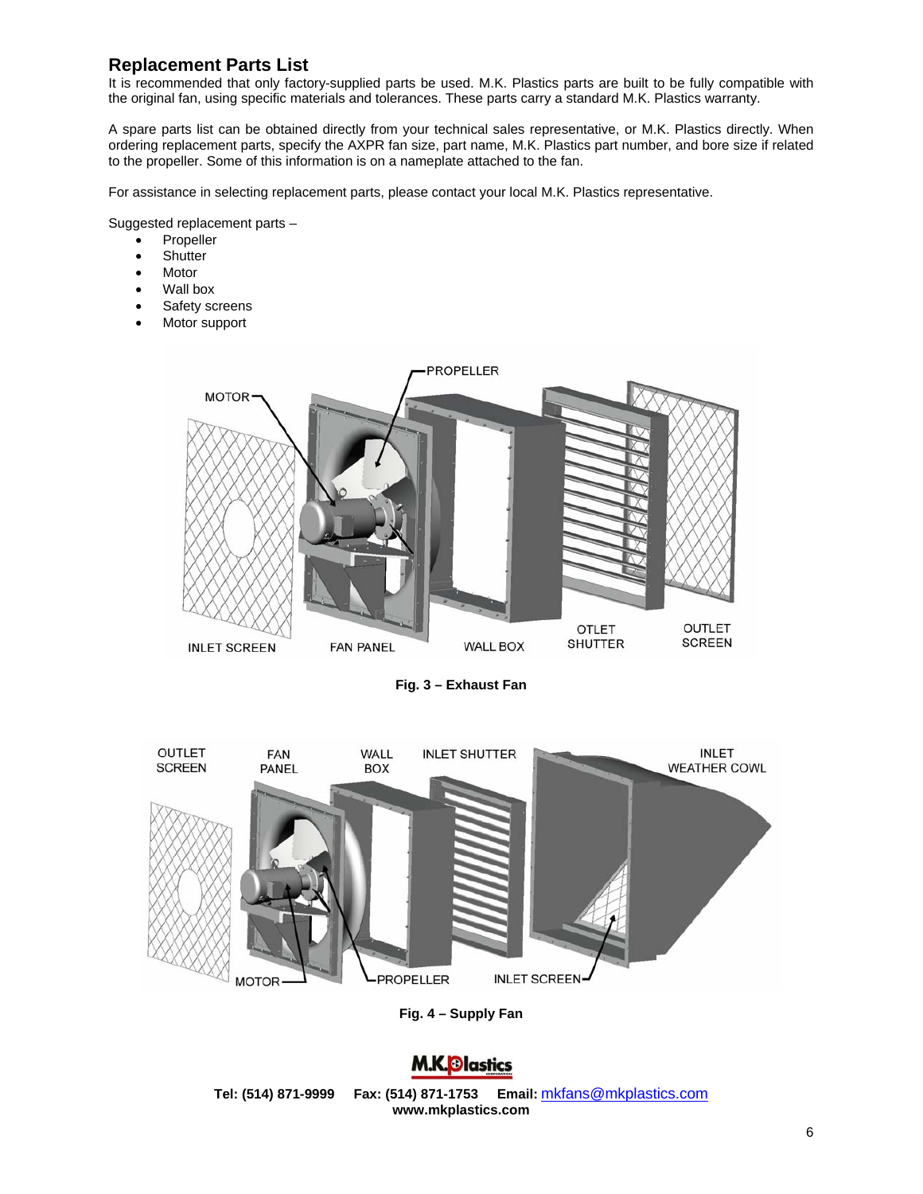## Replacement Parts List

It is recommended that only factory-supplied parts be used. M.K. Plastics parts are built to be fully compatible with the original fan, using specific materials and tolerances. These parts carry a standard M.K. Plastics warranty.

A spare parts list can be obtained directly from your technical sales representative, or M.K. Plastics directly. When ordering replacement parts, specify the AXPR fan size, part name, M.K. Plastics part number, and bore size if related to the propeller. Some of this information is on a nameplate attached to the fan.

For assistance in selecting replacement parts, please contact your local M.K. Plastics representative.

Suggested replacement parts –

- Propeller
- Shutter
- Motor
- Wall box
- Safety screens
- Motor support

PROPELLER
MOTOR
INLET SCREEN
FAN PANEL
WALL BOX
OTLET SHUTTER
OUTLET SCREEN

**Fig. 3 – Exhaust Fan**

OUTLET SCREEN
FAN PANEL
WALL BOX
INLET SHUTTER
INLET WEATHER COWL
MOTOR
PROPELLER
INLET SCREEN

**Fig. 4 – Supply Fan**

M.K.Plastics

**Tel: (514) 871-9999 Fax: (514) 871-1753 Email:** mkfans@mkplastics.com
**www.mkplastics.com**